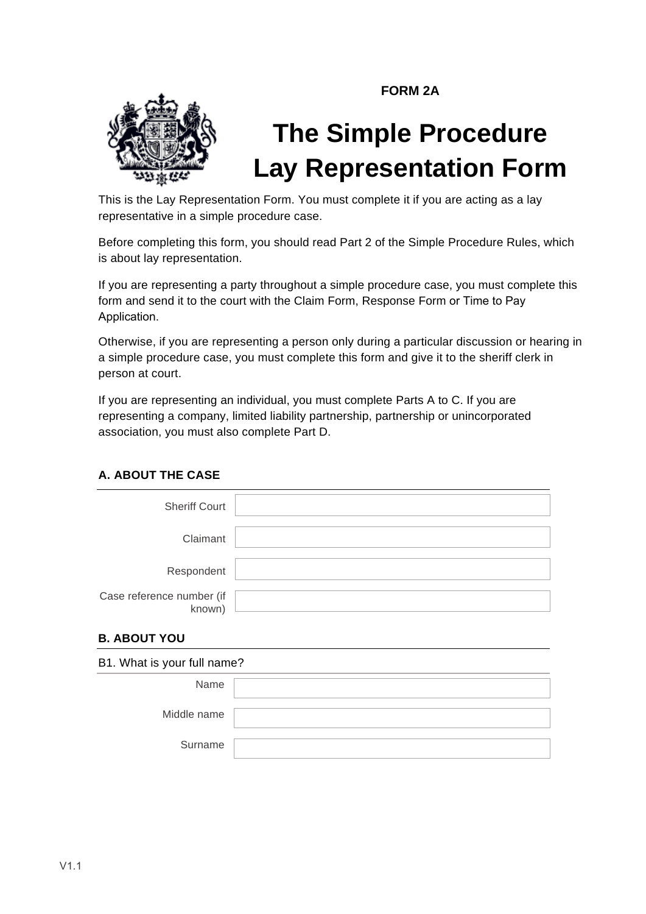**FORM 2A**

# The Simple Procedure Lay Representation Form

This is the Lay Representation Form. You must complete it if you are acting as a lay representative in a simple procedure case.

Before completing this form, you should read Part 2 of the Simple Procedure Rules, which is about lay representation.

If you are representing a party throughout a simple procedure case, you must complete this form and send it to the court with the Claim Form, Response Form or Time to Pay Application.

Otherwise, if you are representing a person only during a particular discussion or hearing in a simple procedure case, you must complete this form and give it to the sheriff clerk in person at court.

If you are representing an individual, you must complete Parts A to C. If you are representing a company, limited liability partnership, partnership or unincorporated association, you must also complete Part D.

## A. ABOUT THE CASE

| | |
|---|---|
| Sheriff Court | |
| Claimant | |
| Respondent | |
| Case reference number (if known) | |

## B. ABOUT YOU

B1. What is your full name?

| | |
|---|---|
| Name | |
| Middle name | |
| Surname | |

V1.1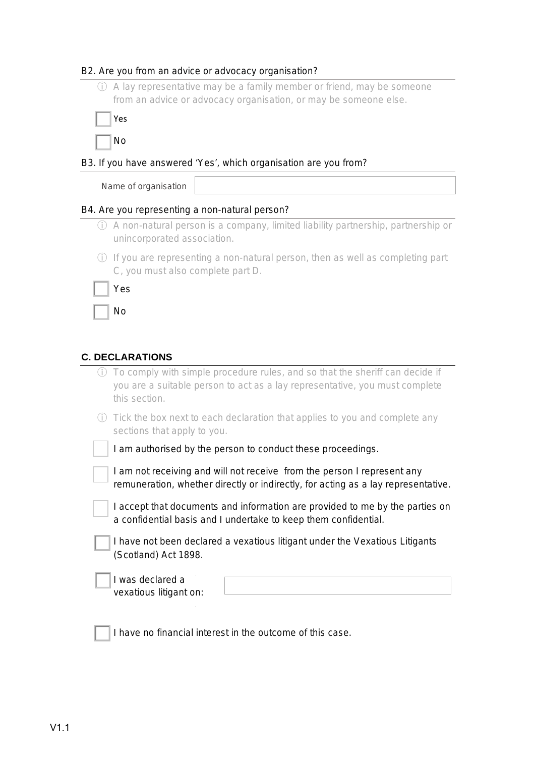B2. Are you from an advice or advocacy organisation?

ⓘ A lay representative may be a family member or friend, may be someone from an advice or advocacy organisation, or may be someone else.

☐ Yes

☐ No

B3. If you have answered 'Yes', which organisation are you from?

Name of organisation

B4. Are you representing a non-natural person?

ⓘ A non-natural person is a company, limited liability partnership, partnership or unincorporated association.

ⓘ If you are representing a non-natural person, then as well as completing part C, you must also complete part D.

☐ Yes

☐ No

## C. DECLARATIONS

ⓘ To comply with simple procedure rules, and so that the sheriff can decide if you are a suitable person to act as a lay representative, you must complete this section.

ⓘ Tick the box next to each declaration that applies to you and complete any sections that apply to you.

☐ I am authorised by the person to conduct these proceedings.

☐ I am not receiving and will not receive from the person I represent any remuneration, whether directly or indirectly, for acting as a lay representative.

☐ I accept that documents and information are provided to me by the parties on a confidential basis and I undertake to keep them confidential.

☐ I have not been declared a vexatious litigant under the Vexatious Litigants (Scotland) Act 1898.

☐ I was declared a vexatious litigant on:

☐ I have no financial interest in the outcome of this case.

V1.1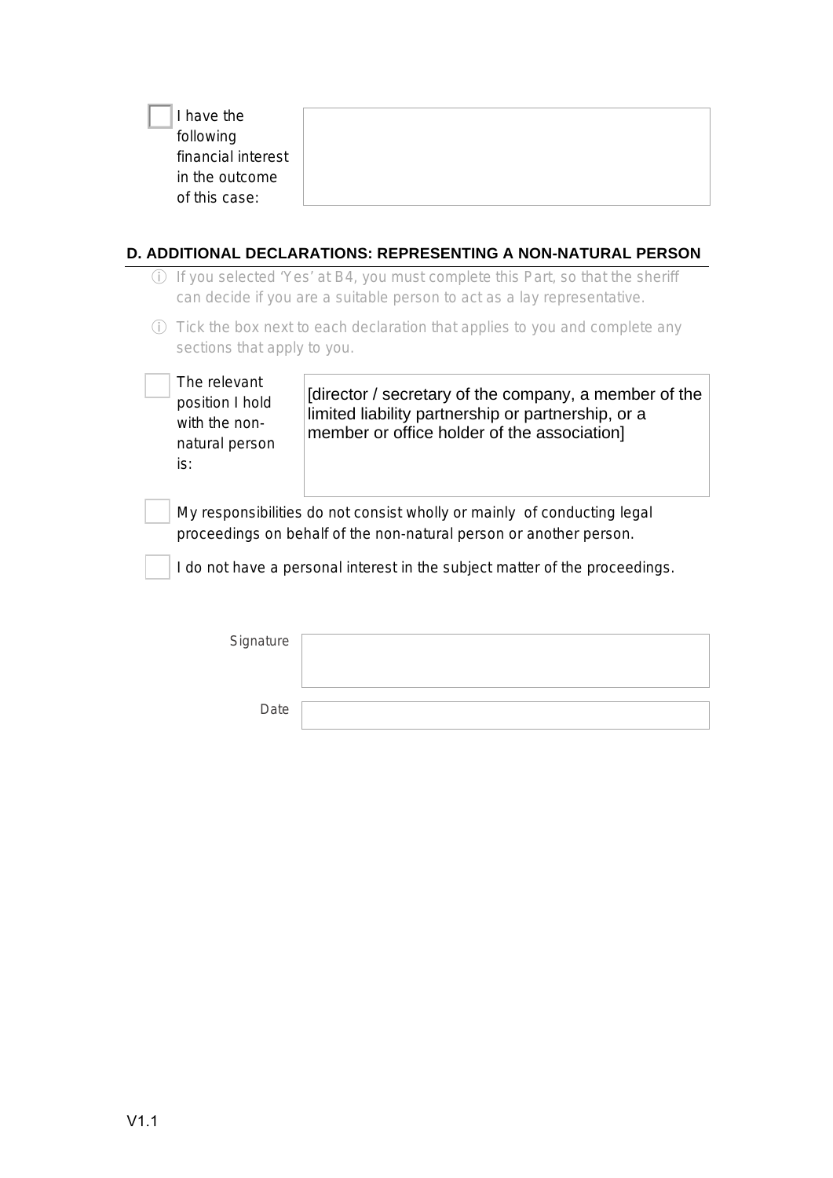- [ ] I have the following financial interest in the outcome of this case:

## D. ADDITIONAL DECLARATIONS: REPRESENTING A NON-NATURAL PERSON

ⓘ If you selected 'Yes' at B4, you must complete this Part, so that the sheriff can decide if you are a suitable person to act as a lay representative.

ⓘ Tick the box next to each declaration that applies to you and complete any sections that apply to you.

- [ ] The relevant position I hold with the non-natural person is: [director / secretary of the company, a member of the limited liability partnership or partnership, or a member or office holder of the association]
- [ ] My responsibilities do not consist wholly or mainly of conducting legal proceedings on behalf of the non-natural person or another person.
- [ ] I do not have a personal interest in the subject matter of the proceedings.

Signature

Date

V1.1